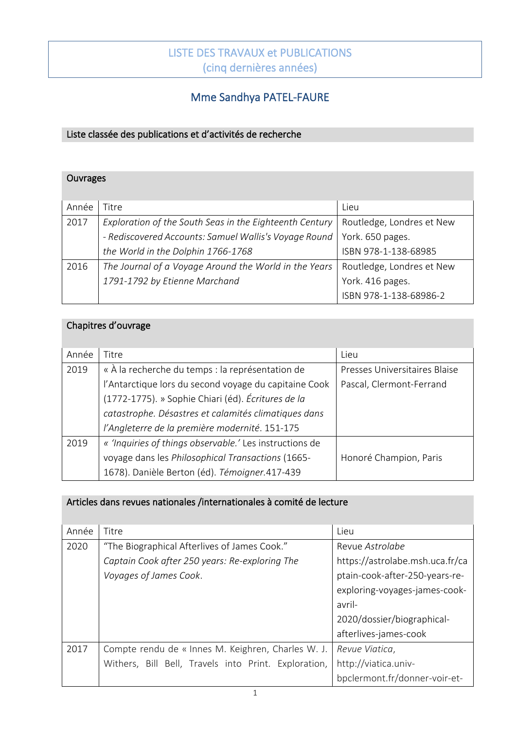# LISTE DES TRAVAUX et PUBLICATIONS
(cinq dernières années)

## Mme Sandhya PATEL-FAURE

### Liste classée des publications et d'activités de recherche

#### Ouvrages

| Année | Titre | Lieu |
|---|---|---|
| 2017 | *Exploration of the South Seas in the Eighteenth Century - Rediscovered Accounts: Samuel Wallis's Voyage Round the World in the Dolphin 1766-1768* | Routledge, Londres et New York. 650 pages. ISBN 978-1-138-68985 |
| 2016 | *The Journal of a Voyage Around the World in the Years 1791-1792 by Etienne Marchand* | Routledge, Londres et New York. 416 pages. ISBN 978-1-138-68986-2 |

#### Chapitres d'ouvrage

| Année | Titre | Lieu |
|---|---|---|
| 2019 | « À la recherche du temps : la représentation de l'Antarctique lors du second voyage du capitaine Cook (1772-1775). » Sophie Chiari (éd). *Écritures de la catastrophe. Désastres et calamités climatiques dans l'Angleterre de la première modernité*. 151-175 | Presses Universitaires Blaise Pascal, Clermont-Ferrand |
| 2019 | *« 'Inquiries of things observable.'* Les instructions de voyage dans les *Philosophical Transactions* (1665-1678). Danièle Berton (éd). *Témoigner*.417-439 | Honoré Champion, Paris |

#### Articles dans revues nationales /internationales à comité de lecture

| Année | Titre | Lieu |
|---|---|---|
| 2020 | "The Biographical Afterlives of James Cook." *Captain Cook after 250 years: Re-exploring The Voyages of James Cook*. | Revue *Astrolabe* https://astrolabe.msh.uca.fr/captain-cook-after-250-years-re-exploring-voyages-james-cook-avril-2020/dossier/biographical-afterlives-james-cook |
| 2017 | Compte rendu de « Innes M. Keighren, Charles W. J. Withers, Bill Bell, Travels into Print. Exploration, | *Revue Viatica*, http://viatica.univ-bpclermont.fr/donner-voir-et- |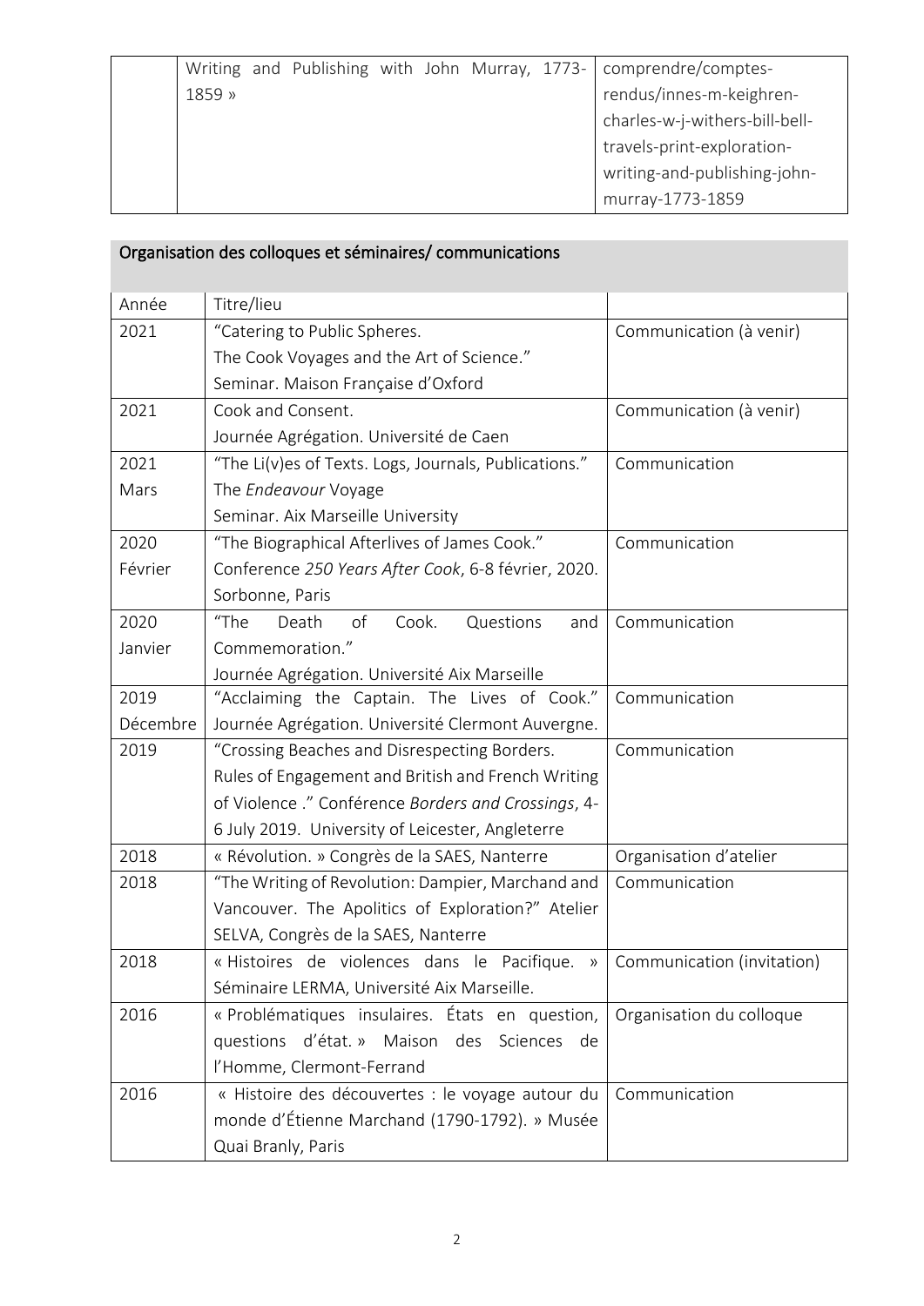| | | |
|---|---|---|
| | Writing and Publishing with John Murray, 1773-1859 » | comprendre/comptes-rendus/innes-m-keighren-charles-w-j-withers-bill-bell-travels-print-exploration-writing-and-publishing-john-murray-1773-1859 |

## Organisation des colloques et séminaires/ communications

| Année | Titre/lieu | |
|---|---|---|
| 2021 | "Catering to Public Spheres. The Cook Voyages and the Art of Science." Seminar. Maison Française d'Oxford | Communication (à venir) |
| 2021 | Cook and Consent. Journée Agrégation. Université de Caen | Communication (à venir) |
| 2021 Mars | "The Li(v)es of Texts. Logs, Journals, Publications." The *Endeavour* Voyage Seminar. Aix Marseille University | Communication |
| 2020 Février | "The Biographical Afterlives of James Cook." Conference *250 Years After Cook*, 6-8 février, 2020. Sorbonne, Paris | Communication |
| 2020 Janvier | "The Death of Cook. Questions and Commemoration." Journée Agrégation. Université Aix Marseille | Communication |
| 2019 Décembre | "Acclaiming the Captain. The Lives of Cook." Journée Agrégation. Université Clermont Auvergne. | Communication |
| 2019 | "Crossing Beaches and Disrespecting Borders. Rules of Engagement and British and French Writing of Violence ." Conférence *Borders and Crossings*, 4-6 July 2019. University of Leicester, Angleterre | Communication |
| 2018 | « Révolution. » Congrès de la SAES, Nanterre | Organisation d'atelier |
| 2018 | "The Writing of Revolution: Dampier, Marchand and Vancouver. The Apolitics of Exploration?" Atelier SELVA, Congrès de la SAES, Nanterre | Communication |
| 2018 | « Histoires de violences dans le Pacifique. » Séminaire LERMA, Université Aix Marseille. | Communication (invitation) |
| 2016 | « Problématiques insulaires. États en question, questions d'état. » Maison des Sciences de l'Homme, Clermont-Ferrand | Organisation du colloque |
| 2016 | « Histoire des découvertes : le voyage autour du monde d'Étienne Marchand (1790-1792). » Musée Quai Branly, Paris | Communication |